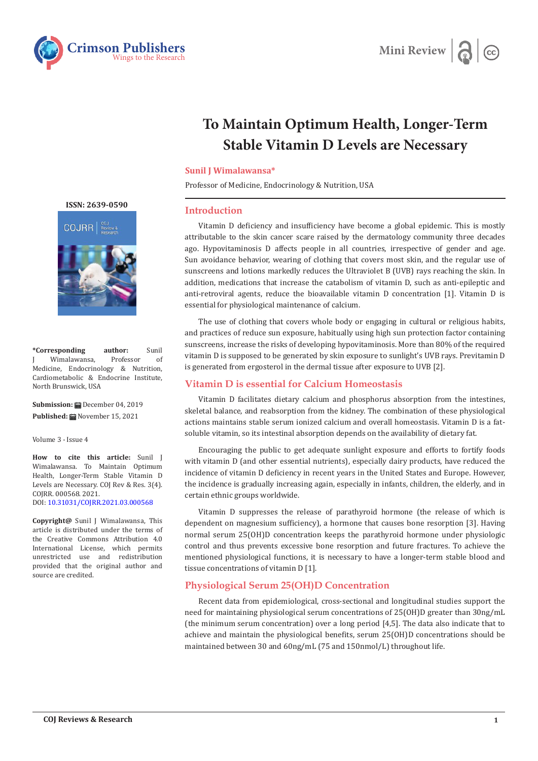# To Maintain Optimum Health, Longer-Term Stable Vitamin D Levels are Necessary

**Sunil J Wimalawansa***

Professor of Medicine, Endocrinology & Nutrition, USA

ISSN: 2639-0590

**\*Corresponding author:** Sunil J Wimalawansa, Professor of Medicine, Endocrinology & Nutrition, Cardiometabolic & Endocrine Institute, North Brunswick, USA

**Submission:** December 04, 2019

**Published:** November 15, 2021

Volume 3 - Issue 4

**How to cite this article:** Sunil J Wimalawansa. To Maintain Optimum Health, Longer-Term Stable Vitamin D Levels are Necessary. COJ Rev & Res. 3(4). COJRR. 000568. 2021.
DOI: 10.31031/COJRR.2021.03.000568

**Copyright@** Sunil J Wimalawansa, This article is distributed under the terms of the Creative Commons Attribution 4.0 International License, which permits unrestricted use and redistribution provided that the original author and source are credited.

## Introduction

Vitamin D deficiency and insufficiency have become a global epidemic. This is mostly attributable to the skin cancer scare raised by the dermatology community three decades ago. Hypovitaminosis D affects people in all countries, irrespective of gender and age. Sun avoidance behavior, wearing of clothing that covers most skin, and the regular use of sunscreens and lotions markedly reduces the Ultraviolet B (UVB) rays reaching the skin. In addition, medications that increase the catabolism of vitamin D, such as anti-epileptic and anti-retroviral agents, reduce the bioavailable vitamin D concentration [1]. Vitamin D is essential for physiological maintenance of calcium.

The use of clothing that covers whole body or engaging in cultural or religious habits, and practices of reduce sun exposure, habitually using high sun protection factor containing sunscreens, increase the risks of developing hypovitaminosis. More than 80% of the required vitamin D is supposed to be generated by skin exposure to sunlight's UVB rays. Previtamin D is generated from ergosterol in the dermal tissue after exposure to UVB [2].

## Vitamin D is essential for Calcium Homeostasis

Vitamin D facilitates dietary calcium and phosphorus absorption from the intestines, skeletal balance, and reabsorption from the kidney. The combination of these physiological actions maintains stable serum ionized calcium and overall homeostasis. Vitamin D is a fat-soluble vitamin, so its intestinal absorption depends on the availability of dietary fat.

Encouraging the public to get adequate sunlight exposure and efforts to fortify foods with vitamin D (and other essential nutrients), especially dairy products, have reduced the incidence of vitamin D deficiency in recent years in the United States and Europe. However, the incidence is gradually increasing again, especially in infants, children, the elderly, and in certain ethnic groups worldwide.

Vitamin D suppresses the release of parathyroid hormone (the release of which is dependent on magnesium sufficiency), a hormone that causes bone resorption [3]. Having normal serum 25(OH)D concentration keeps the parathyroid hormone under physiologic control and thus prevents excessive bone resorption and future fractures. To achieve the mentioned physiological functions, it is necessary to have a longer-term stable blood and tissue concentrations of vitamin D [1].

## Physiological Serum 25(OH)D Concentration

Recent data from epidemiological, cross-sectional and longitudinal studies support the need for maintaining physiological serum concentrations of 25(OH)D greater than 30ng/mL (the minimum serum concentration) over a long period [4,5]. The data also indicate that to achieve and maintain the physiological benefits, serum 25(OH)D concentrations should be maintained between 30 and 60ng/mL (75 and 150nmol/L) throughout life.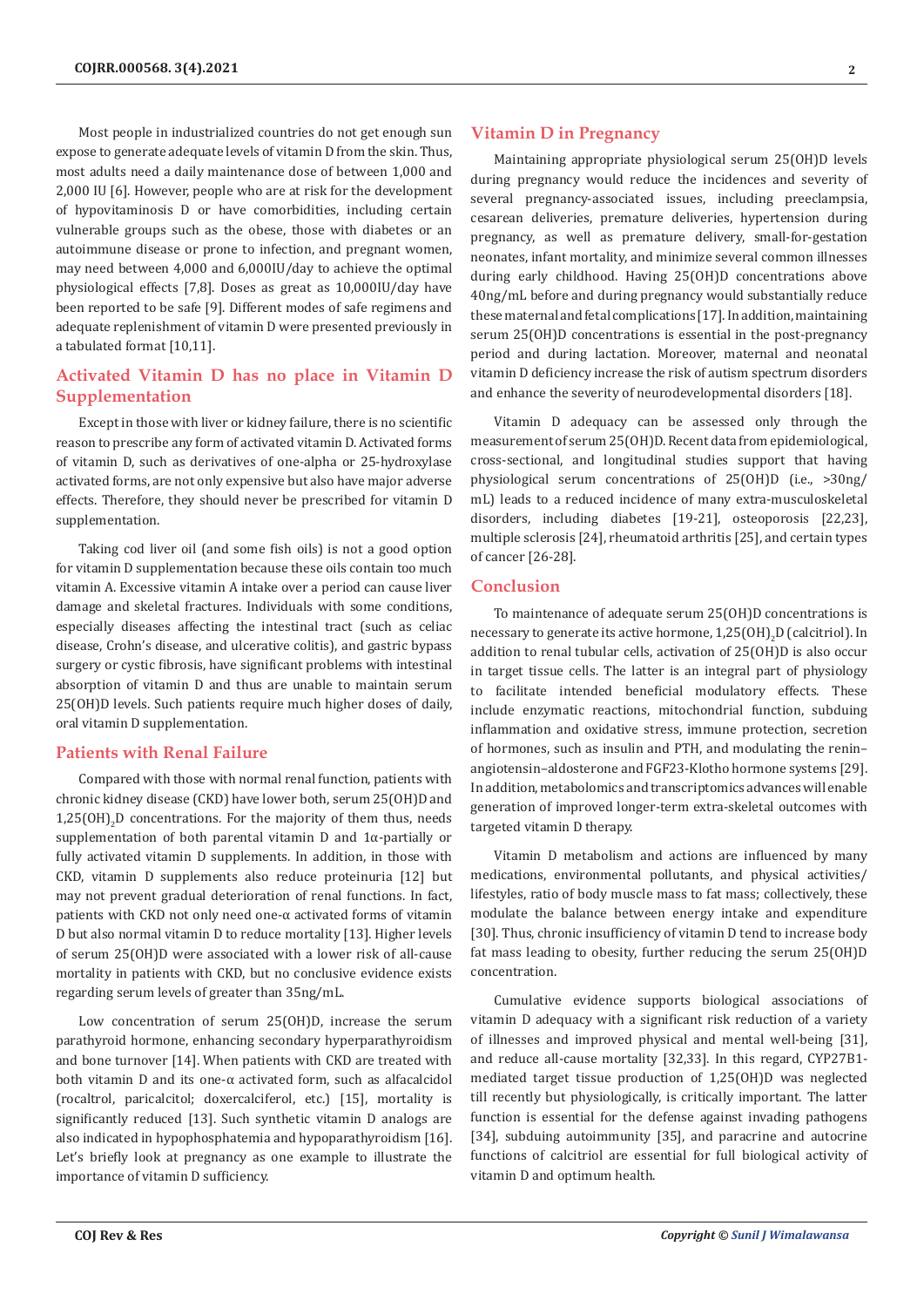Most people in industrialized countries do not get enough sun expose to generate adequate levels of vitamin D from the skin. Thus, most adults need a daily maintenance dose of between 1,000 and 2,000 IU [6]. However, people who are at risk for the development of hypovitaminosis D or have comorbidities, including certain vulnerable groups such as the obese, those with diabetes or an autoimmune disease or prone to infection, and pregnant women, may need between 4,000 and 6,000IU/day to achieve the optimal physiological effects [7,8]. Doses as great as 10,000IU/day have been reported to be safe [9]. Different modes of safe regimens and adequate replenishment of vitamin D were presented previously in a tabulated format [10,11].

## Activated Vitamin D has no place in Vitamin D Supplementation

Except in those with liver or kidney failure, there is no scientific reason to prescribe any form of activated vitamin D. Activated forms of vitamin D, such as derivatives of one-alpha or 25-hydroxylase activated forms, are not only expensive but also have major adverse effects. Therefore, they should never be prescribed for vitamin D supplementation.

Taking cod liver oil (and some fish oils) is not a good option for vitamin D supplementation because these oils contain too much vitamin A. Excessive vitamin A intake over a period can cause liver damage and skeletal fractures. Individuals with some conditions, especially diseases affecting the intestinal tract (such as celiac disease, Crohn's disease, and ulcerative colitis), and gastric bypass surgery or cystic fibrosis, have significant problems with intestinal absorption of vitamin D and thus are unable to maintain serum 25(OH)D levels. Such patients require much higher doses of daily, oral vitamin D supplementation.

## Patients with Renal Failure

Compared with those with normal renal function, patients with chronic kidney disease (CKD) have lower both, serum 25(OH)D and $1,25(OH)_2D$ concentrations. For the majority of them thus, needs supplementation of both parental vitamin D and 1α-partially or fully activated vitamin D supplements. In addition, in those with CKD, vitamin D supplements also reduce proteinuria [12] but may not prevent gradual deterioration of renal functions. In fact, patients with CKD not only need one-α activated forms of vitamin D but also normal vitamin D to reduce mortality [13]. Higher levels of serum 25(OH)D were associated with a lower risk of all-cause mortality in patients with CKD, but no conclusive evidence exists regarding serum levels of greater than 35ng/mL.

Low concentration of serum 25(OH)D, increase the serum parathyroid hormone, enhancing secondary hyperparathyroidism and bone turnover [14]. When patients with CKD are treated with both vitamin D and its one-α activated form, such as alfacalcidol (rocaltrol, paricalcitol; doxercalciferol, etc.) [15], mortality is significantly reduced [13]. Such synthetic vitamin D analogs are also indicated in hypophosphatemia and hypoparathyroidism [16]. Let's briefly look at pregnancy as one example to illustrate the importance of vitamin D sufficiency.

## Vitamin D in Pregnancy

Maintaining appropriate physiological serum 25(OH)D levels during pregnancy would reduce the incidences and severity of several pregnancy-associated issues, including preeclampsia, cesarean deliveries, premature deliveries, hypertension during pregnancy, as well as premature delivery, small-for-gestation neonates, infant mortality, and minimize several common illnesses during early childhood. Having 25(OH)D concentrations above 40ng/mL before and during pregnancy would substantially reduce these maternal and fetal complications [17]. In addition, maintaining serum 25(OH)D concentrations is essential in the post-pregnancy period and during lactation. Moreover, maternal and neonatal vitamin D deficiency increase the risk of autism spectrum disorders and enhance the severity of neurodevelopmental disorders [18].

Vitamin D adequacy can be assessed only through the measurement of serum 25(OH)D. Recent data from epidemiological, cross-sectional, and longitudinal studies support that having physiological serum concentrations of 25(OH)D (i.e., >30ng/mL) leads to a reduced incidence of many extra-musculoskeletal disorders, including diabetes [19-21], osteoporosis [22,23], multiple sclerosis [24], rheumatoid arthritis [25], and certain types of cancer [26-28].

## Conclusion

To maintenance of adequate serum 25(OH)D concentrations is necessary to generate its active hormone, $1,25(OH)_2D$ (calcitriol). In addition to renal tubular cells, activation of 25(OH)D is also occur in target tissue cells. The latter is an integral part of physiology to facilitate intended beneficial modulatory effects. These include enzymatic reactions, mitochondrial function, subduing inflammation and oxidative stress, immune protection, secretion of hormones, such as insulin and PTH, and modulating the renin–angiotensin–aldosterone and FGF23-Klotho hormone systems [29]. In addition, metabolomics and transcriptomics advances will enable generation of improved longer-term extra-skeletal outcomes with targeted vitamin D therapy.

Vitamin D metabolism and actions are influenced by many medications, environmental pollutants, and physical activities/lifestyles, ratio of body muscle mass to fat mass; collectively, these modulate the balance between energy intake and expenditure [30]. Thus, chronic insufficiency of vitamin D tend to increase body fat mass leading to obesity, further reducing the serum 25(OH)D concentration.

Cumulative evidence supports biological associations of vitamin D adequacy with a significant risk reduction of a variety of illnesses and improved physical and mental well-being [31], and reduce all-cause mortality [32,33]. In this regard, CYP27B1-mediated target tissue production of 1,25(OH)D was neglected till recently but physiologically, is critically important. The latter function is essential for the defense against invading pathogens [34], subduing autoimmunity [35], and paracrine and autocrine functions of calcitriol are essential for full biological activity of vitamin D and optimum health.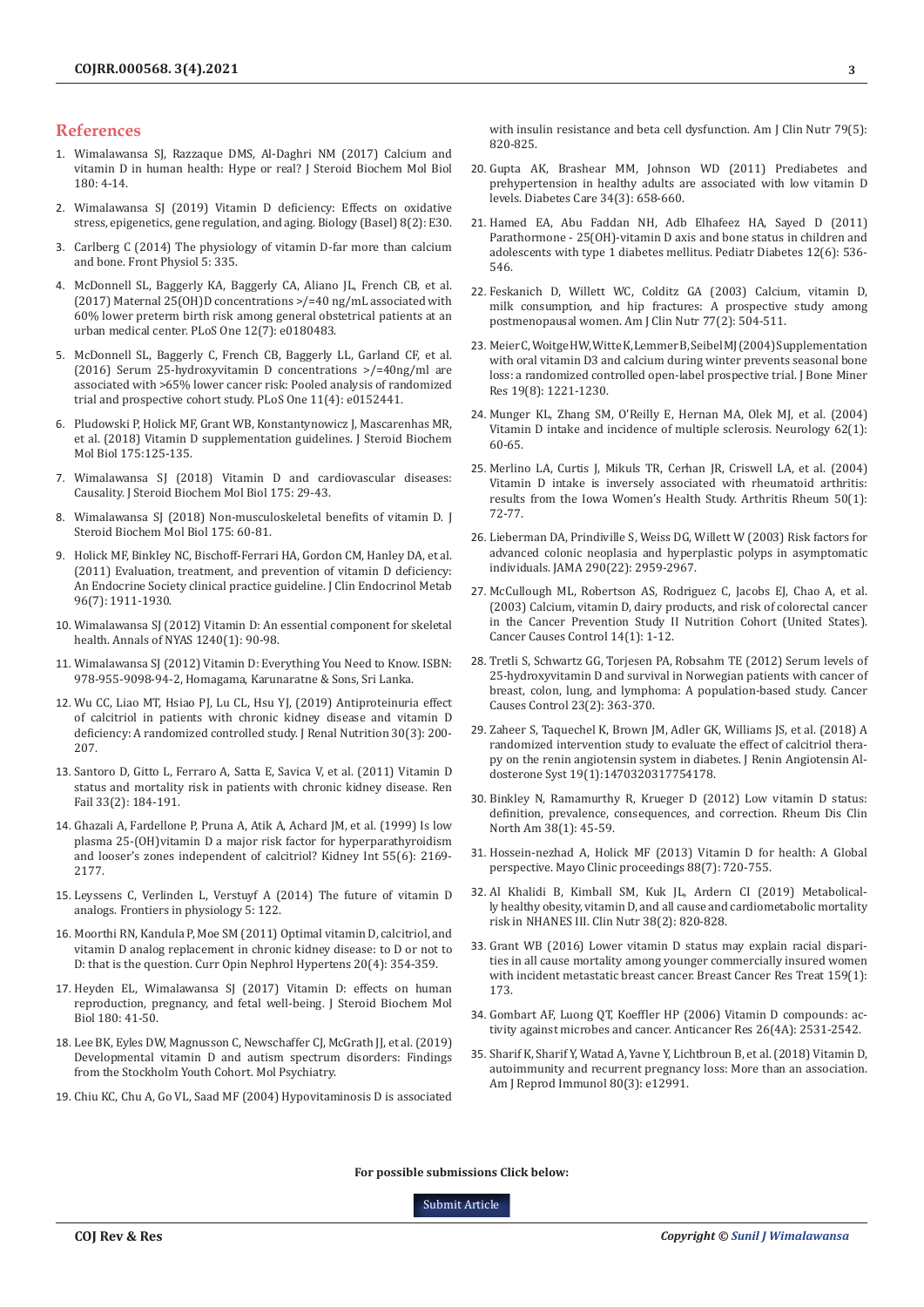## References

1. Wimalawansa SJ, Razzaque DMS, Al-Daghri NM (2017) Calcium and vitamin D in human health: Hype or real? J Steroid Biochem Mol Biol 180: 4-14.
2. Wimalawansa SJ (2019) Vitamin D deficiency: Effects on oxidative stress, epigenetics, gene regulation, and aging. Biology (Basel) 8(2): E30.
3. Carlberg C (2014) The physiology of vitamin D-far more than calcium and bone. Front Physiol 5: 335.
4. McDonnell SL, Baggerly KA, Baggerly CA, Aliano JL, French CB, et al. (2017) Maternal 25(OH)D concentrations >/=40 ng/mL associated with 60% lower preterm birth risk among general obstetrical patients at an urban medical center. PLoS One 12(7): e0180483.
5. McDonnell SL, Baggerly C, French CB, Baggerly LL, Garland CF, et al. (2016) Serum 25-hydroxyvitamin D concentrations >/=40ng/ml are associated with >65% lower cancer risk: Pooled analysis of randomized trial and prospective cohort study. PLoS One 11(4): e0152441.
6. Pludowski P, Holick MF, Grant WB, Konstantynowicz J, Mascarenhas MR, et al. (2018) Vitamin D supplementation guidelines. J Steroid Biochem Mol Biol 175:125-135.
7. Wimalawansa SJ (2018) Vitamin D and cardiovascular diseases: Causality. J Steroid Biochem Mol Biol 175: 29-43.
8. Wimalawansa SJ (2018) Non-musculoskeletal benefits of vitamin D. J Steroid Biochem Mol Biol 175: 60-81.
9. Holick MF, Binkley NC, Bischoff-Ferrari HA, Gordon CM, Hanley DA, et al. (2011) Evaluation, treatment, and prevention of vitamin D deficiency: An Endocrine Society clinical practice guideline. J Clin Endocrinol Metab 96(7): 1911-1930.
10. Wimalawansa SJ (2012) Vitamin D: An essential component for skeletal health. Annals of NYAS 1240(1): 90-98.
11. Wimalawansa SJ (2012) Vitamin D: Everything You Need to Know. ISBN: 978-955-9098-94-2, Homagama, Karunaratne & Sons, Sri Lanka.
12. Wu CC, Liao MT, Hsiao PJ, Lu CL, Hsu YJ, (2019) Antiproteinuria effect of calcitriol in patients with chronic kidney disease and vitamin D deficiency: A randomized controlled study. J Renal Nutrition 30(3): 200-207.
13. Santoro D, Gitto L, Ferraro A, Satta E, Savica V, et al. (2011) Vitamin D status and mortality risk in patients with chronic kidney disease. Ren Fail 33(2): 184-191.
14. Ghazali A, Fardellone P, Pruna A, Atik A, Achard JM, et al. (1999) Is low plasma 25-(OH)vitamin D a major risk factor for hyperparathyroidism and looser's zones independent of calcitriol? Kidney Int 55(6): 2169-2177.
15. Leyssens C, Verlinden L, Verstuyf A (2014) The future of vitamin D analogs. Frontiers in physiology 5: 122.
16. Moorthi RN, Kandula P, Moe SM (2011) Optimal vitamin D, calcitriol, and vitamin D analog replacement in chronic kidney disease: to D or not to D: that is the question. Curr Opin Nephrol Hypertens 20(4): 354-359.
17. Heyden EL, Wimalawansa SJ (2017) Vitamin D: effects on human reproduction, pregnancy, and fetal well-being. J Steroid Biochem Mol Biol 180: 41-50.
18. Lee BK, Eyles DW, Magnusson C, Newschaffer CJ, McGrath JJ, et al. (2019) Developmental vitamin D and autism spectrum disorders: Findings from the Stockholm Youth Cohort. Mol Psychiatry.
19. Chiu KC, Chu A, Go VL, Saad MF (2004) Hypovitaminosis D is associated with insulin resistance and beta cell dysfunction. Am J Clin Nutr 79(5): 820-825.
20. Gupta AK, Brashear MM, Johnson WD (2011) Prediabetes and prehypertension in healthy adults are associated with low vitamin D levels. Diabetes Care 34(3): 658-660.
21. Hamed EA, Abu Faddan NH, Adb Elhafeez HA, Sayed D (2011) Parathormone - 25(OH)-vitamin D axis and bone status in children and adolescents with type 1 diabetes mellitus. Pediatr Diabetes 12(6): 536-546.
22. Feskanich D, Willett WC, Colditz GA (2003) Calcium, vitamin D, milk consumption, and hip fractures: A prospective study among postmenopausal women. Am J Clin Nutr 77(2): 504-511.
23. Meier C, Woitge HW, Witte K, Lemmer B, Seibel MJ (2004) Supplementation with oral vitamin D3 and calcium during winter prevents seasonal bone loss: a randomized controlled open-label prospective trial. J Bone Miner Res 19(8): 1221-1230.
24. Munger KL, Zhang SM, O'Reilly E, Hernan MA, Olek MJ, et al. (2004) Vitamin D intake and incidence of multiple sclerosis. Neurology 62(1): 60-65.
25. Merlino LA, Curtis J, Mikuls TR, Cerhan JR, Criswell LA, et al. (2004) Vitamin D intake is inversely associated with rheumatoid arthritis: results from the Iowa Women's Health Study. Arthritis Rheum 50(1): 72-77.
26. Lieberman DA, Prindiville S, Weiss DG, Willett W (2003) Risk factors for advanced colonic neoplasia and hyperplastic polyps in asymptomatic individuals. JAMA 290(22): 2959-2967.
27. McCullough ML, Robertson AS, Rodriguez C, Jacobs EJ, Chao A, et al. (2003) Calcium, vitamin D, dairy products, and risk of colorectal cancer in the Cancer Prevention Study II Nutrition Cohort (United States). Cancer Causes Control 14(1): 1-12.
28. Tretli S, Schwartz GG, Torjesen PA, Robsahm TE (2012) Serum levels of 25-hydroxyvitamin D and survival in Norwegian patients with cancer of breast, colon, lung, and lymphoma: A population-based study. Cancer Causes Control 23(2): 363-370.
29. Zaheer S, Taquechel K, Brown JM, Adler GK, Williams JS, et al. (2018) A randomized intervention study to evaluate the effect of calcitriol therapy on the renin angiotensin system in diabetes. J Renin Angiotensin Aldosterone Syst 19(1):1470320317754178.
30. Binkley N, Ramamurthy R, Krueger D (2012) Low vitamin D status: definition, prevalence, consequences, and correction. Rheum Dis Clin North Am 38(1): 45-59.
31. Hossein-nezhad A, Holick MF (2013) Vitamin D for health: A Global perspective. Mayo Clinic proceedings 88(7): 720-755.
32. Al Khalidi B, Kimball SM, Kuk JL, Ardern CI (2019) Metabolically healthy obesity, vitamin D, and all cause and cardiometabolic mortality risk in NHANES III. Clin Nutr 38(2): 820-828.
33. Grant WB (2016) Lower vitamin D status may explain racial disparities in all cause mortality among younger commercially insured women with incident metastatic breast cancer. Breast Cancer Res Treat 159(1): 173.
34. Gombart AF, Luong QT, Koeffler HP (2006) Vitamin D compounds: activity against microbes and cancer. Anticancer Res 26(4A): 2531-2542.
35. Sharif K, Sharif Y, Watad A, Yavne Y, Lichtbroun B, et al. (2018) Vitamin D, autoimmunity and recurrent pregnancy loss: More than an association. Am J Reprod Immunol 80(3): e12991.

**For possible submissions Click below:**

Submit Article